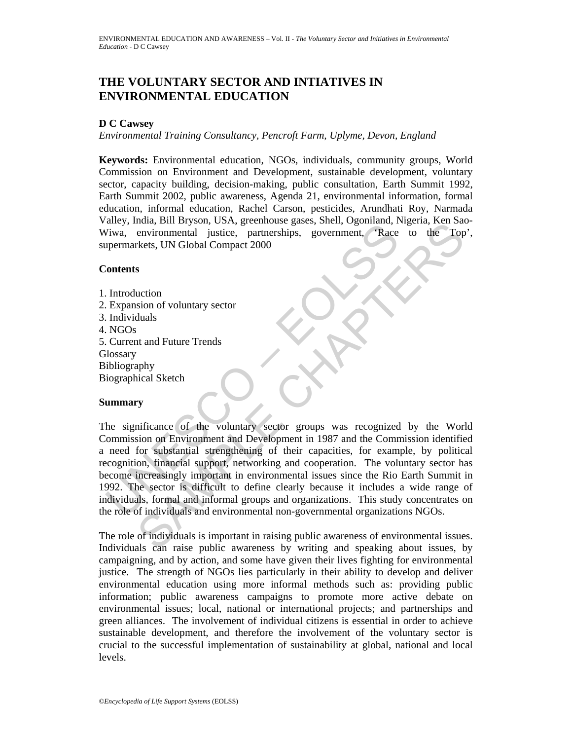# THE VOLUNTARY SECTOR AND INTIATIVES IN ENVIRONMENTAL EDUCATION

**D C Cawsey**

*Environmental Training Consultancy, Pencroft Farm, Uplyme, Devon, England*

**Keywords:** Environmental education, NGOs, individuals, community groups, World Commission on Environment and Development, sustainable development, voluntary sector, capacity building, decision-making, public consultation, Earth Summit 1992, Earth Summit 2002, public awareness, Agenda 21, environmental information, formal education, informal education, Rachel Carson, pesticides, Arundhati Roy, Narmada Valley, India, Bill Bryson, USA, greenhouse gases, Shell, Ogoniland, Nigeria, Ken Sao-Wiwa, environmental justice, partnerships, government, 'Race to the Top', supermarkets, UN Global Compact 2000

## Contents

1. Introduction
2. Expansion of voluntary sector
3. Individuals
4. NGOs
5. Current and Future Trends

Glossary
Bibliography
Biographical Sketch

## Summary

The significance of the voluntary sector groups was recognized by the World Commission on Environment and Development in 1987 and the Commission identified a need for substantial strengthening of their capacities, for example, by political recognition, financial support, networking and cooperation. The voluntary sector has become increasingly important in environmental issues since the Rio Earth Summit in 1992. The sector is difficult to define clearly because it includes a wide range of individuals, formal and informal groups and organizations. This study concentrates on the role of individuals and environmental non-governmental organizations NGOs.

The role of individuals is important in raising public awareness of environmental issues. Individuals can raise public awareness by writing and speaking about issues, by campaigning, and by action, and some have given their lives fighting for environmental justice. The strength of NGOs lies particularly in their ability to develop and deliver environmental education using more informal methods such as: providing public information; public awareness campaigns to promote more active debate on environmental issues; local, national or international projects; and partnerships and green alliances. The involvement of individual citizens is essential in order to achieve sustainable development, and therefore the involvement of the voluntary sector is crucial to the successful implementation of sustainability at global, national and local levels.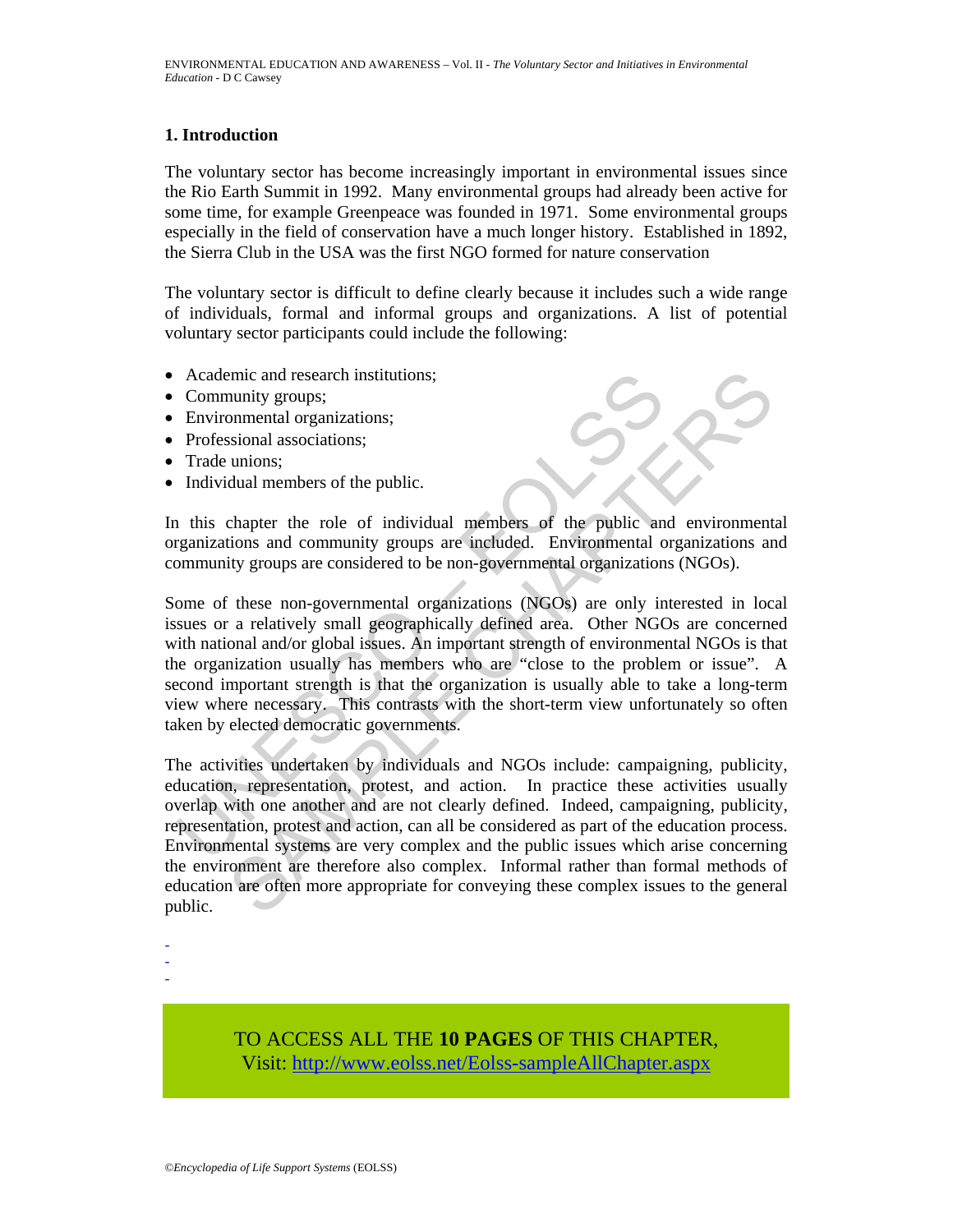## 1. Introduction

The voluntary sector has become increasingly important in environmental issues since the Rio Earth Summit in 1992. Many environmental groups had already been active for some time, for example Greenpeace was founded in 1971. Some environmental groups especially in the field of conservation have a much longer history. Established in 1892, the Sierra Club in the USA was the first NGO formed for nature conservation

The voluntary sector is difficult to define clearly because it includes such a wide range of individuals, formal and informal groups and organizations. A list of potential voluntary sector participants could include the following:

- Academic and research institutions;
- Community groups;
- Environmental organizations;
- Professional associations;
- Trade unions;
- Individual members of the public.

In this chapter the role of individual members of the public and environmental organizations and community groups are included. Environmental organizations and community groups are considered to be non-governmental organizations (NGOs).

Some of these non-governmental organizations (NGOs) are only interested in local issues or a relatively small geographically defined area. Other NGOs are concerned with national and/or global issues. An important strength of environmental NGOs is that the organization usually has members who are "close to the problem or issue". A second important strength is that the organization is usually able to take a long-term view where necessary. This contrasts with the short-term view unfortunately so often taken by elected democratic governments.

The activities undertaken by individuals and NGOs include: campaigning, publicity, education, representation, protest, and action. In practice these activities usually overlap with one another and are not clearly defined. Indeed, campaigning, publicity, representation, protest and action, can all be considered as part of the education process. Environmental systems are very complex and the public issues which arise concerning the environment are therefore also complex. Informal rather than formal methods of education are often more appropriate for conveying these complex issues to the general public.

-
-
-

TO ACCESS ALL THE **10 PAGES** OF THIS CHAPTER,
Visit: http://www.eolss.net/Eolss-sampleAllChapter.aspx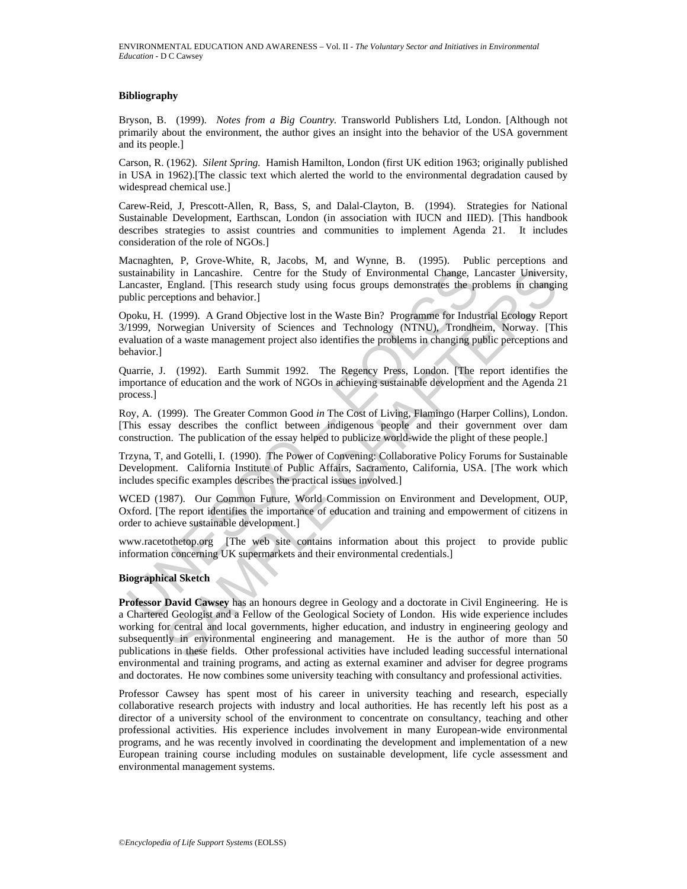## Bibliography

Bryson, B. (1999). *Notes from a Big Country.* Transworld Publishers Ltd, London. [Although not primarily about the environment, the author gives an insight into the behavior of the USA government and its people.]

Carson, R. (1962). *Silent Spring.* Hamish Hamilton, London (first UK edition 1963; originally published in USA in 1962).[The classic text which alerted the world to the environmental degradation caused by widespread chemical use.]

Carew-Reid, J, Prescott-Allen, R, Bass, S, and Dalal-Clayton, B. (1994). Strategies for National Sustainable Development, Earthscan, London (in association with IUCN and IIED). [This handbook describes strategies to assist countries and communities to implement Agenda 21. It includes consideration of the role of NGOs.]

Macnaghten, P, Grove-White, R, Jacobs, M, and Wynne, B. (1995). Public perceptions and sustainability in Lancashire. Centre for the Study of Environmental Change, Lancaster University, Lancaster, England. [This research study using focus groups demonstrates the problems in changing public perceptions and behavior.]

Opoku, H. (1999). A Grand Objective lost in the Waste Bin? Programme for Industrial Ecology Report 3/1999, Norwegian University of Sciences and Technology (NTNU), Trondheim, Norway. [This evaluation of a waste management project also identifies the problems in changing public perceptions and behavior.]

Quarrie, J. (1992). Earth Summit 1992. The Regency Press, London. [The report identifies the importance of education and the work of NGOs in achieving sustainable development and the Agenda 21 process.]

Roy, A. (1999). The Greater Common Good *in* The Cost of Living, Flamingo (Harper Collins), London. [This essay describes the conflict between indigenous people and their government over dam construction. The publication of the essay helped to publicize world-wide the plight of these people.]

Trzyna, T, and Gotelli, I. (1990). The Power of Convening: Collaborative Policy Forums for Sustainable Development. California Institute of Public Affairs, Sacramento, California, USA. [The work which includes specific examples describes the practical issues involved.]

WCED (1987). Our Common Future, World Commission on Environment and Development, OUP, Oxford. [The report identifies the importance of education and training and empowerment of citizens in order to achieve sustainable development.]

www.racetothetop.org [The web site contains information about this project to provide public information concerning UK supermarkets and their environmental credentials.]

## Biographical Sketch

**Professor David Cawsey** has an honours degree in Geology and a doctorate in Civil Engineering. He is a Chartered Geologist and a Fellow of the Geological Society of London. His wide experience includes working for central and local governments, higher education, and industry in engineering geology and subsequently in environmental engineering and management. He is the author of more than 50 publications in these fields. Other professional activities have included leading successful international environmental and training programs, and acting as external examiner and adviser for degree programs and doctorates. He now combines some university teaching with consultancy and professional activities.

Professor Cawsey has spent most of his career in university teaching and research, especially collaborative research projects with industry and local authorities. He has recently left his post as a director of a university school of the environment to concentrate on consultancy, teaching and other professional activities. His experience includes involvement in many European-wide environmental programs, and he was recently involved in coordinating the development and implementation of a new European training course including modules on sustainable development, life cycle assessment and environmental management systems.